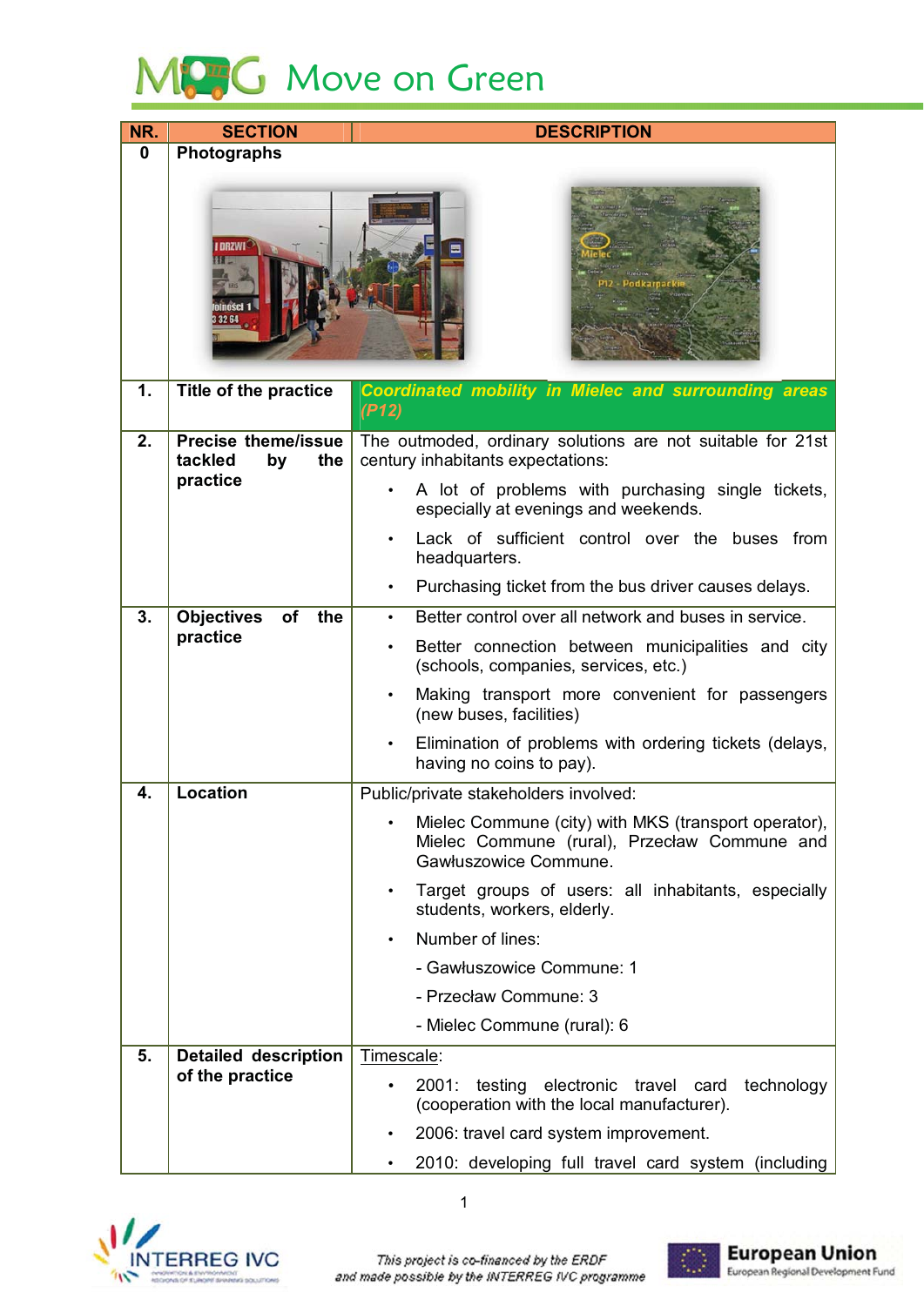# Move on Green

| NR. | SECTION | DESCRIPTION |
|---|---|---|
| 0 | Photographs | |
| 1. | Title of the practice | ***Coordinated mobility in Mielec and surrounding areas (P12)*** |
| 2. | Precise theme/issue tackled by the practice | The outmoded, ordinary solutions are not suitable for 21st century inhabitants expectations:<br>• A lot of problems with purchasing single tickets, especially at evenings and weekends.<br>• Lack of sufficient control over the buses from headquarters.<br>• Purchasing ticket from the bus driver causes delays. |
| 3. | Objectives of the practice | • Better control over all network and buses in service.<br>• Better connection between municipalities and city (schools, companies, services, etc.)<br>• Making transport more convenient for passengers (new buses, facilities)<br>• Elimination of problems with ordering tickets (delays, having no coins to pay). |
| 4. | Location | Public/private stakeholders involved:<br>• Mielec Commune (city) with MKS (transport operator), Mielec Commune (rural), Przecław Commune and Gawłuszowice Commune.<br>• Target groups of users: all inhabitants, especially students, workers, elderly.<br>• Number of lines:<br>- Gawłuszowice Commune: 1<br>- Przecław Commune: 3<br>- Mielec Commune (rural): 6 |
| 5. | Detailed description of the practice | Timescale:<br>• 2001: testing electronic travel card technology (cooperation with the local manufacturer).<br>• 2006: travel card system improvement.<br>• 2010: developing full travel card system (including |

This project is co-financed by the ERDF and made possible by the INTERREG IVC programme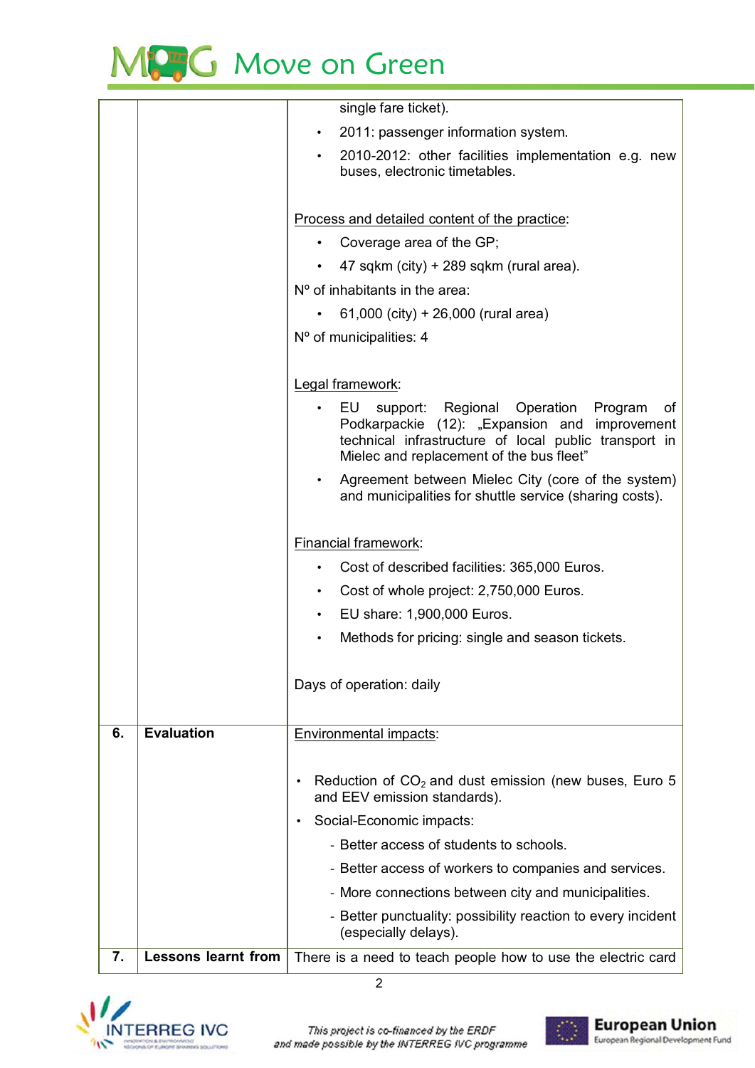| | | |
|---|---|---|
| | | single fare ticket).<br>• 2011: passenger information system.<br>• 2010-2012: other facilities implementation e.g. new buses, electronic timetables.<br><br>Process and detailed content of the practice:<br>• Coverage area of the GP;<br>• 47 sqkm (city) + 289 sqkm (rural area).<br>Nº of inhabitants in the area:<br>• 61,000 (city) + 26,000 (rural area)<br>Nº of municipalities: 4<br><br>Legal framework:<br>• EU support: Regional Operation Program of Podkarpackie (12): „Expansion and improvement technical infrastructure of local public transport in Mielec and replacement of the bus fleet”<br>• Agreement between Mielec City (core of the system) and municipalities for shuttle service (sharing costs).<br><br>Financial framework:<br>• Cost of described facilities: 365,000 Euros.<br>• Cost of whole project: 2,750,000 Euros.<br>• EU share: 1,900,000 Euros.<br>• Methods for pricing: single and season tickets.<br><br>Days of operation: daily |
| **6.** | **Evaluation** | Environmental impacts:<br><br>• Reduction of $CO_2$ and dust emission (new buses, Euro 5 and EEV emission standards).<br>• Social-Economic impacts:<br>- Better access of students to schools.<br>- Better access of workers to companies and services.<br>- More connections between city and municipalities.<br>- Better punctuality: possibility reaction to every incident (especially delays). |
| **7.** | **Lessons learnt from** | There is a need to teach people how to use the electric card |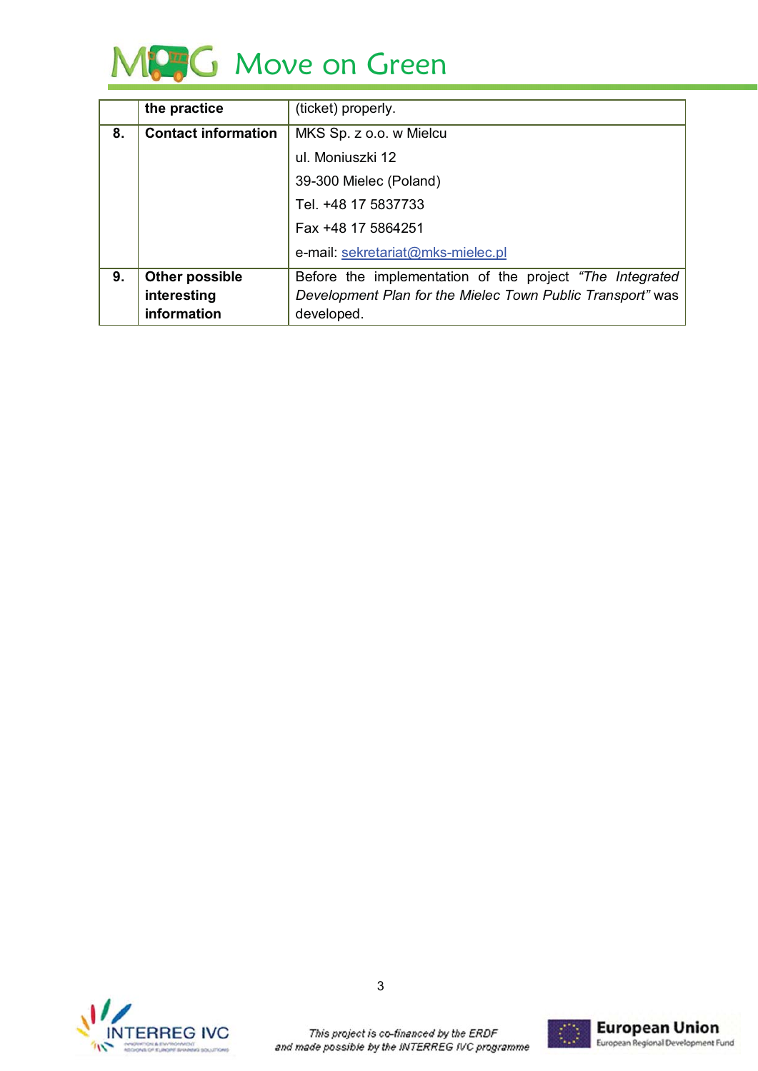| | | |
|---|---|---|
| | **the practice** | (ticket) properly. |
| **8.** | **Contact information** | MKS Sp. z o.o. w Mielcu<br>ul. Moniuszki 12<br>39-300 Mielec (Poland)<br>Tel. +48 17 5837733<br>Fax +48 17 5864251<br>e-mail: sekretariat@mks-mielec.pl |
| **9.** | **Other possible interesting information** | Before the implementation of the project *"The Integrated Development Plan for the Mielec Town Public Transport"* was developed. |